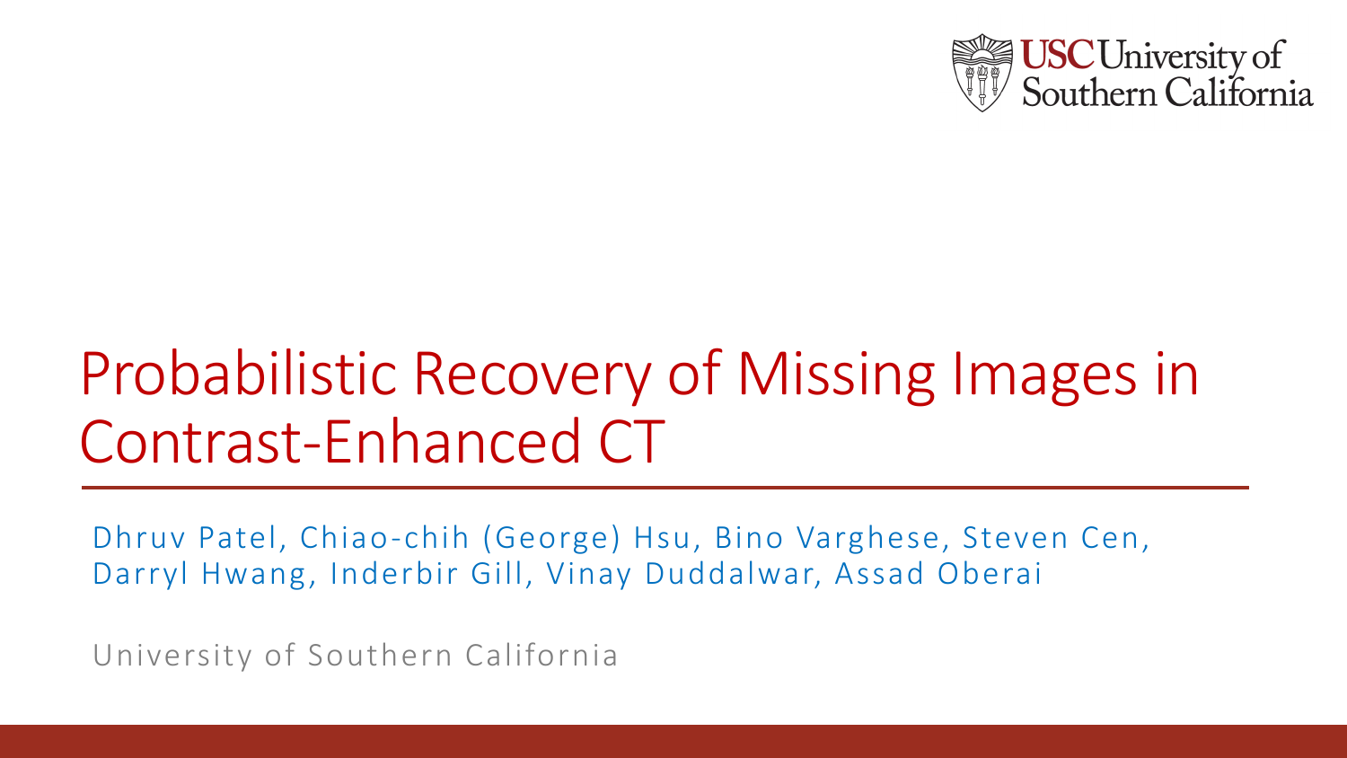USC University of Southern California

# Probabilistic Recovery of Missing Images in Contrast-Enhanced CT

Dhruv Patel, Chiao-chih (George) Hsu, Bino Varghese, Steven Cen, Darryl Hwang, Inderbir Gill, Vinay Duddalwar, Assad Oberai

University of Southern California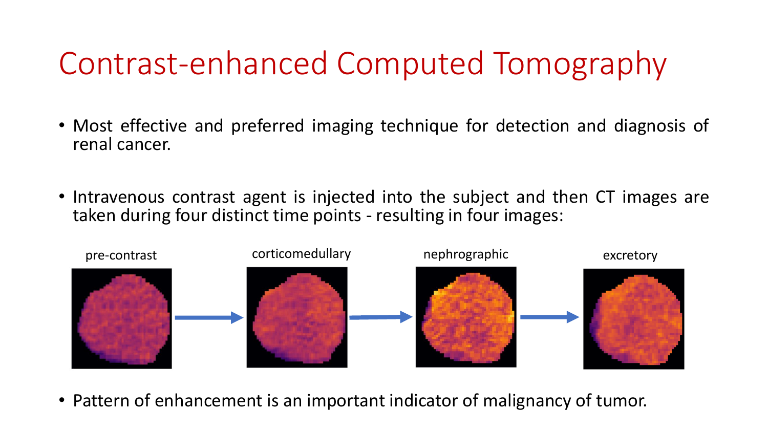# Contrast-enhanced Computed Tomography

- Most effective and preferred imaging technique for detection and diagnosis of renal cancer.
- Intravenous contrast agent is injected into the subject and then CT images are taken during four distinct time points - resulting in four images:

pre-contrast → corticomedullary → nephrographic → excretory

- Pattern of enhancement is an important indicator of malignancy of tumor.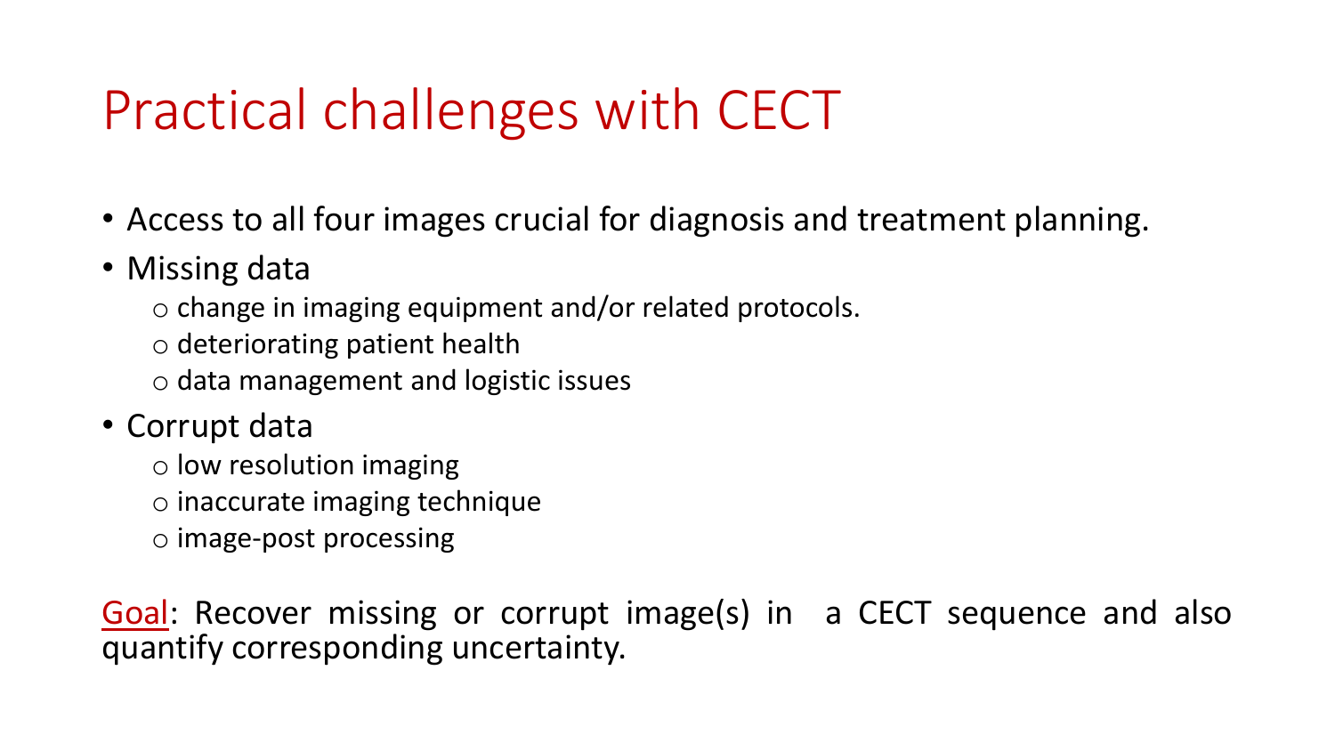# Practical challenges with CECT

- Access to all four images crucial for diagnosis and treatment planning.
- Missing data
  - change in imaging equipment and/or related protocols.
  - deteriorating patient health
  - data management and logistic issues
- Corrupt data
  - low resolution imaging
  - inaccurate imaging technique
  - image-post processing

Goal: Recover missing or corrupt image(s) in a CECT sequence and also quantify corresponding uncertainty.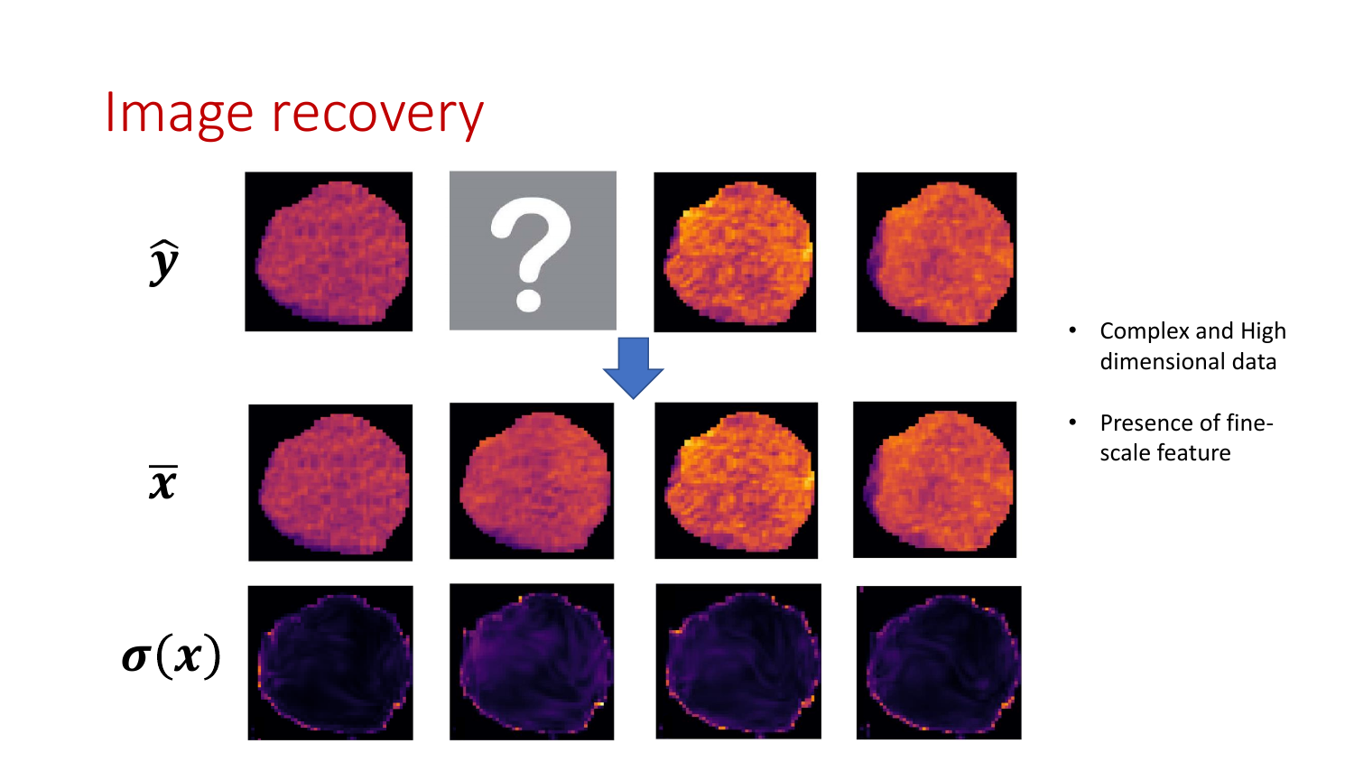# Image recovery

$\hat{y}$

$\bar{x}$

$\sigma(x)$

- Complex and High dimensional data
- Presence of fine-scale feature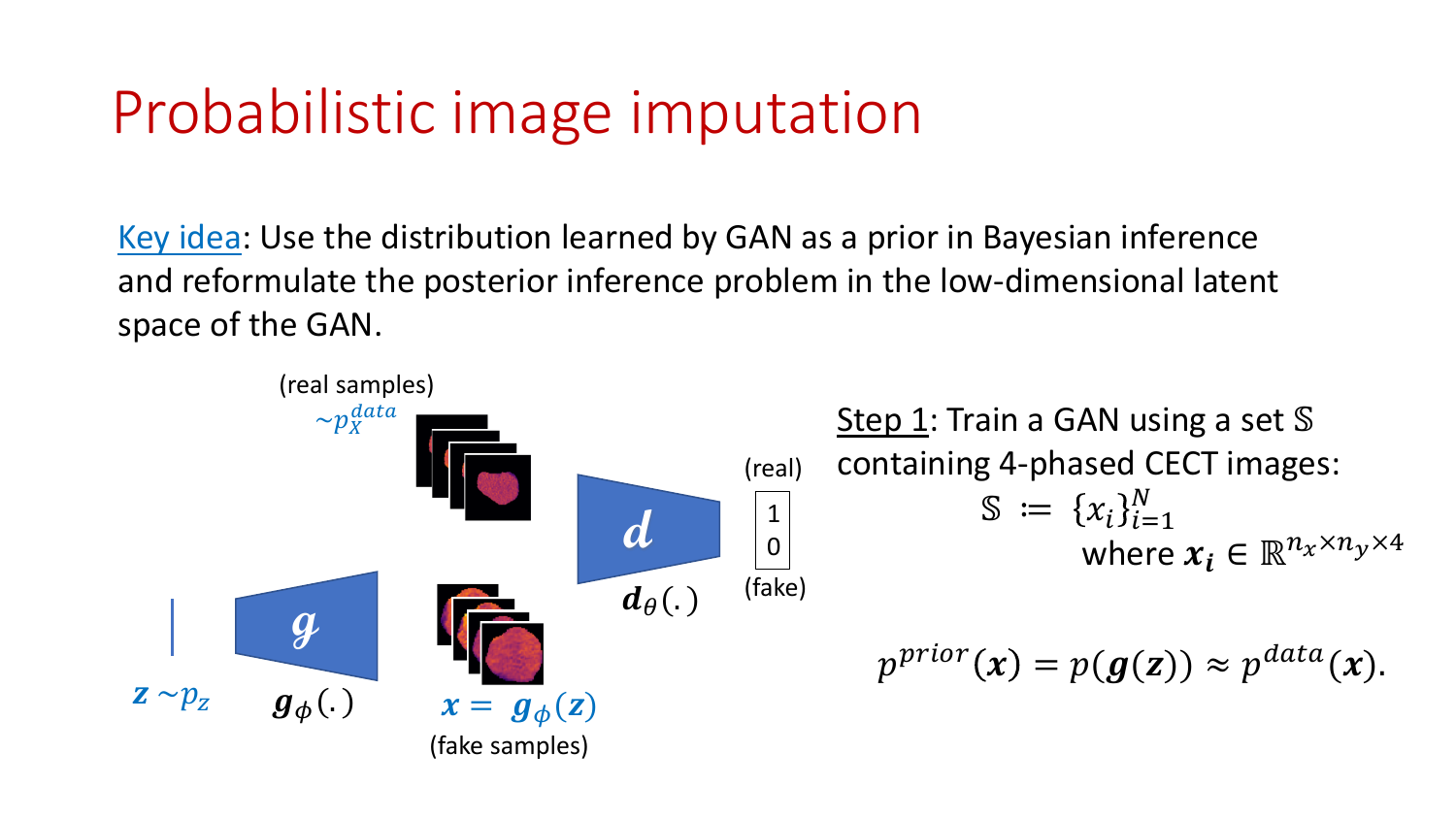# Probabilistic image imputation

Key idea: Use the distribution learned by GAN as a prior in Bayesian inference and reformulate the posterior inference problem in the low-dimensional latent space of the GAN.

(real samples) $\sim p_X^{data}$

$\boldsymbol{z} \sim p_z$ — $\boldsymbol{g}_\phi(.)$ — $\boldsymbol{x} = \boldsymbol{g}_\phi(\boldsymbol{z})$ (fake samples)

$\boldsymbol{d}_\theta(.)$ — (real) 1 / 0 (fake)

Step 1: Train a GAN using a set $\mathbb{S}$ containing 4-phased CECT images:

$$\mathbb{S} := \{x_i\}_{i=1}^{N}$$

where $\boldsymbol{x_i} \in \mathbb{R}^{n_x \times n_y \times 4}$

$$p^{prior}(\boldsymbol{x}) = p(\boldsymbol{g}(\boldsymbol{z})) \approx p^{data}(\boldsymbol{x}).$$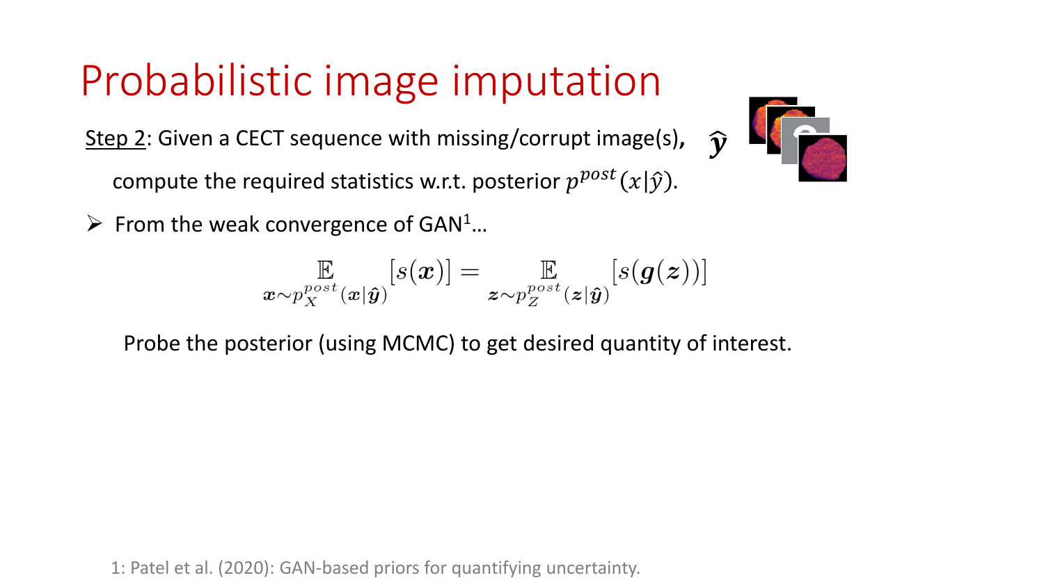# Probabilistic image imputation

Step 2: Given a CECT sequence with missing/corrupt image(s), $\hat{\boldsymbol{y}}$

compute the required statistics w.r.t. posterior $p^{post}(x|\hat{y})$.

- From the weak convergence of GAN[1]…

$$\mathop{\mathbb{E}}_{\boldsymbol{x} \sim p_X^{post}(\boldsymbol{x}|\hat{\boldsymbol{y}})}[s(\boldsymbol{x})] = \mathop{\mathbb{E}}_{\boldsymbol{z} \sim p_Z^{post}(\boldsymbol{z}|\hat{\boldsymbol{y}})}[s(\boldsymbol{g}(\boldsymbol{z}))]$$

Probe the posterior (using MCMC) to get desired quantity of interest.

1: Patel et al. (2020): GAN-based priors for quantifying uncertainty.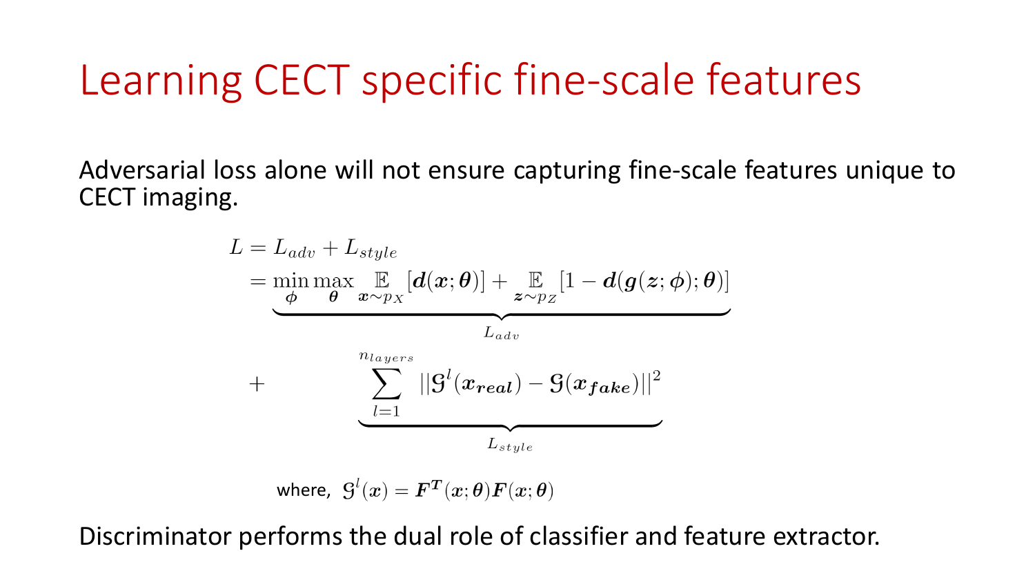# Learning CECT specific fine-scale features

Adversarial loss alone will not ensure capturing fine-scale features unique to CECT imaging.

$$
\begin{aligned}
L &= L_{adv} + L_{style} \\
&= \underbrace{\min_{\boldsymbol{\phi}} \max_{\boldsymbol{\theta}} \mathop{\mathbb{E}}_{\boldsymbol{x} \sim p_X} [\boldsymbol{d}(\boldsymbol{x}; \boldsymbol{\theta})] + \mathop{\mathbb{E}}_{\boldsymbol{z} \sim p_Z} [1 - \boldsymbol{d}(\boldsymbol{g}(\boldsymbol{z}; \boldsymbol{\phi}); \boldsymbol{\theta})]}_{L_{adv}} \\
&+ \underbrace{\sum_{l=1}^{n_{layers}} ||\mathcal{G}^l(\boldsymbol{x_{real}}) - \mathcal{G}(\boldsymbol{x_{fake}})||^2}_{L_{style}}
\end{aligned}
$$

where, $\mathcal{G}^l(\boldsymbol{x}) = \boldsymbol{F^T}(\boldsymbol{x}; \boldsymbol{\theta}) \boldsymbol{F}(\boldsymbol{x}; \boldsymbol{\theta})$

Discriminator performs the dual role of classifier and feature extractor.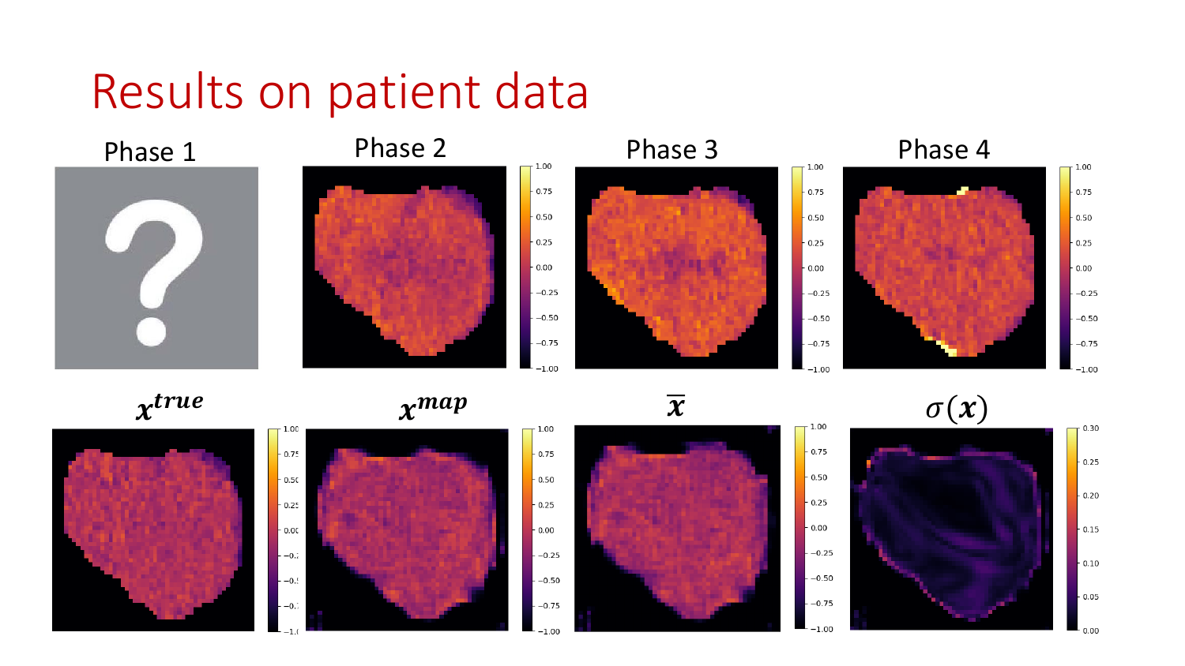# Results on patient data

Phase 1

Phase 2

Phase 3

Phase 4

$x^{true}$

$x^{map}$

$\bar{x}$

$\sigma(x)$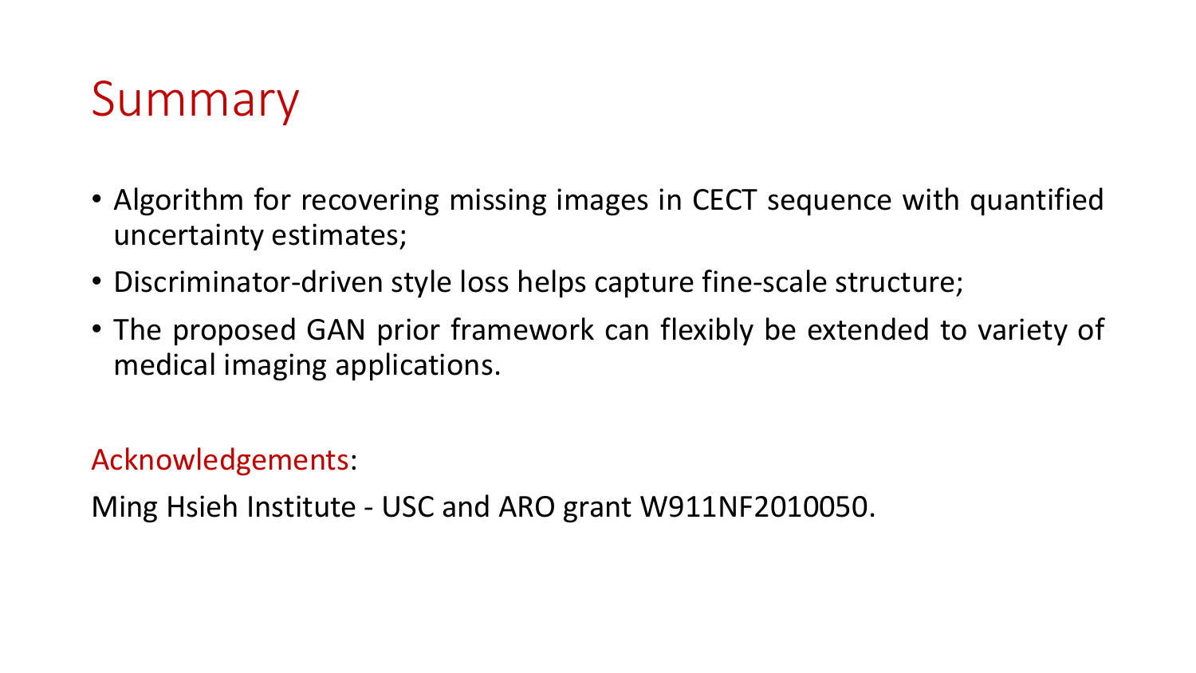# Summary

- Algorithm for recovering missing images in CECT sequence with quantified uncertainty estimates;
- Discriminator-driven style loss helps capture fine-scale structure;
- The proposed GAN prior framework can flexibly be extended to variety of medical imaging applications.

Acknowledgements:

Ming Hsieh Institute - USC and ARO grant W911NF2010050.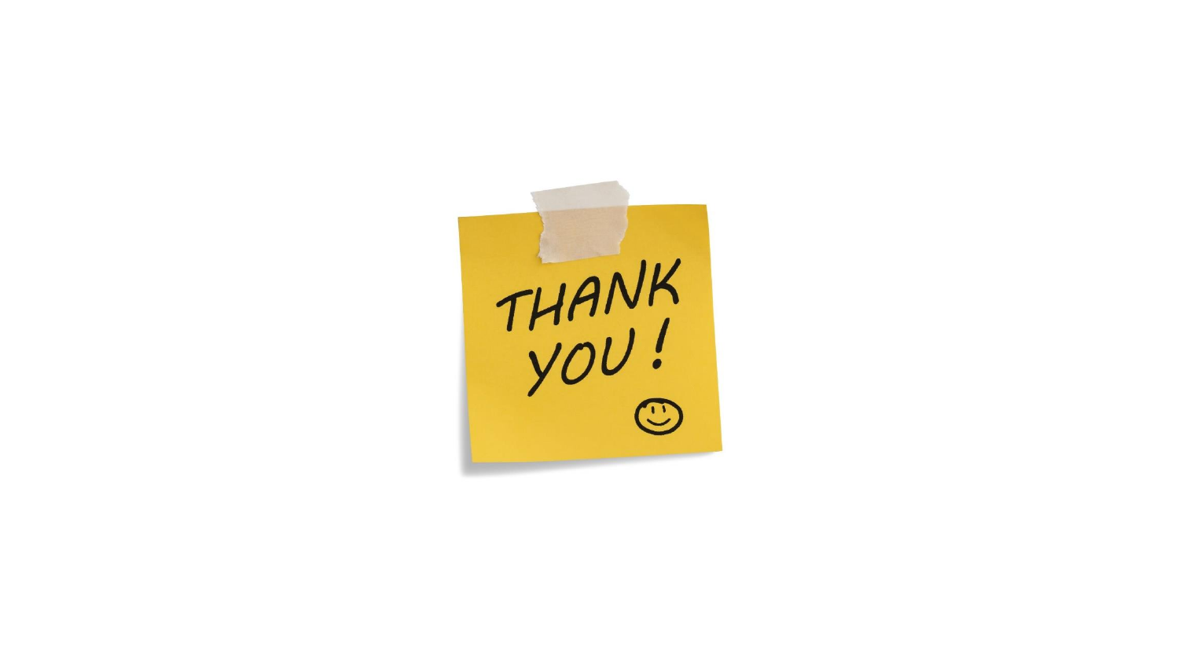THANK YOU !